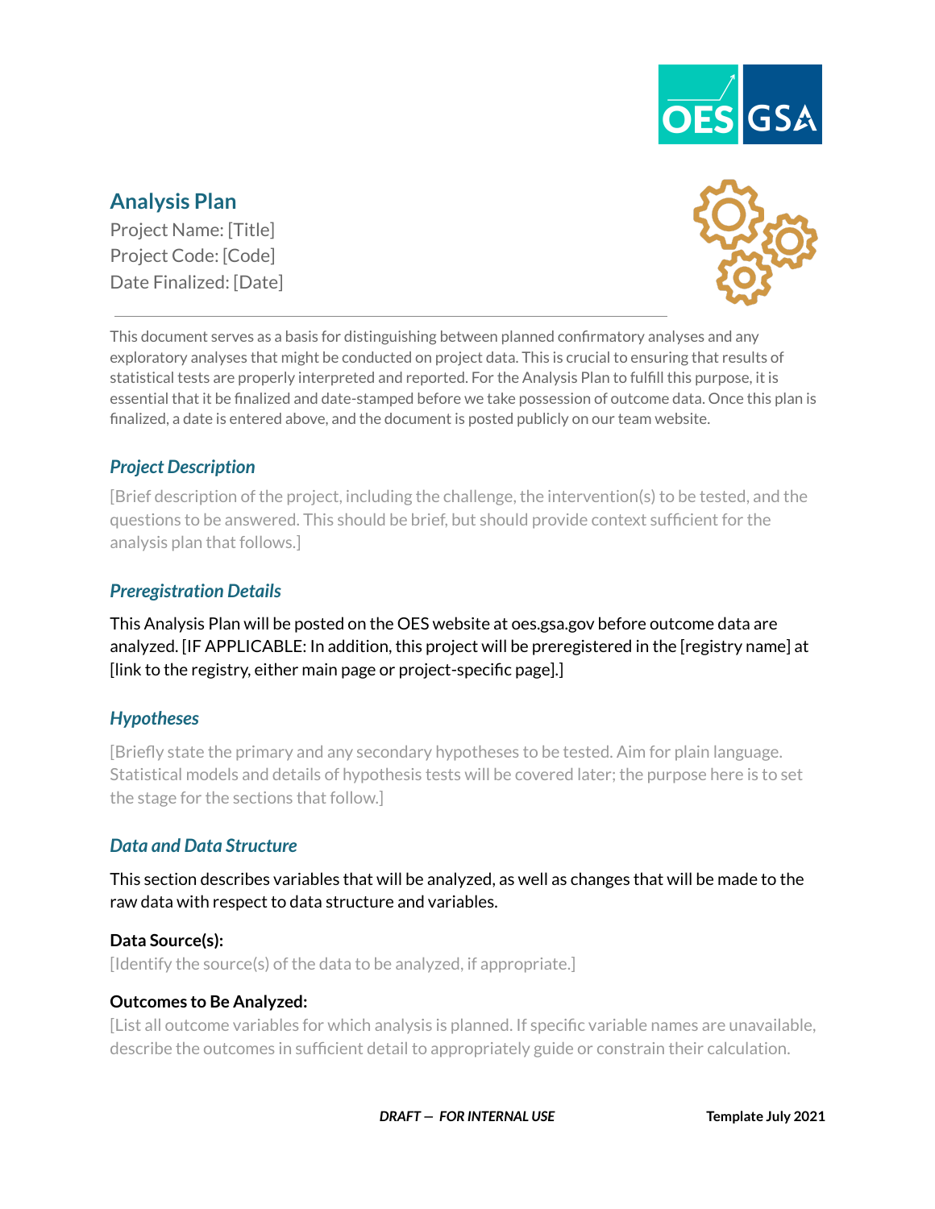# Analysis Plan

Project Name: [Title]
Project Code: [Code]
Date Finalized: [Date]

---

This document serves as a basis for distinguishing between planned confirmatory analyses and any exploratory analyses that might be conducted on project data. This is crucial to ensuring that results of statistical tests are properly interpreted and reported. For the Analysis Plan to fulfill this purpose, it is essential that it be finalized and date-stamped before we take possession of outcome data. Once this plan is finalized, a date is entered above, and the document is posted publicly on our team website.

## *Project Description*

[Brief description of the project, including the challenge, the intervention(s) to be tested, and the questions to be answered. This should be brief, but should provide context sufficient for the analysis plan that follows.]

## *Preregistration Details*

This Analysis Plan will be posted on the OES website at oes.gsa.gov before outcome data are analyzed. [IF APPLICABLE: In addition, this project will be preregistered in the [registry name] at [link to the registry, either main page or project-specific page].]

## *Hypotheses*

[Briefly state the primary and any secondary hypotheses to be tested. Aim for plain language. Statistical models and details of hypothesis tests will be covered later; the purpose here is to set the stage for the sections that follow.]

## *Data and Data Structure*

This section describes variables that will be analyzed, as well as changes that will be made to the raw data with respect to data structure and variables.

**Data Source(s):**

[Identify the source(s) of the data to be analyzed, if appropriate.]

**Outcomes to Be Analyzed:**

[List all outcome variables for which analysis is planned. If specific variable names are unavailable, describe the outcomes in sufficient detail to appropriately guide or constrain their calculation.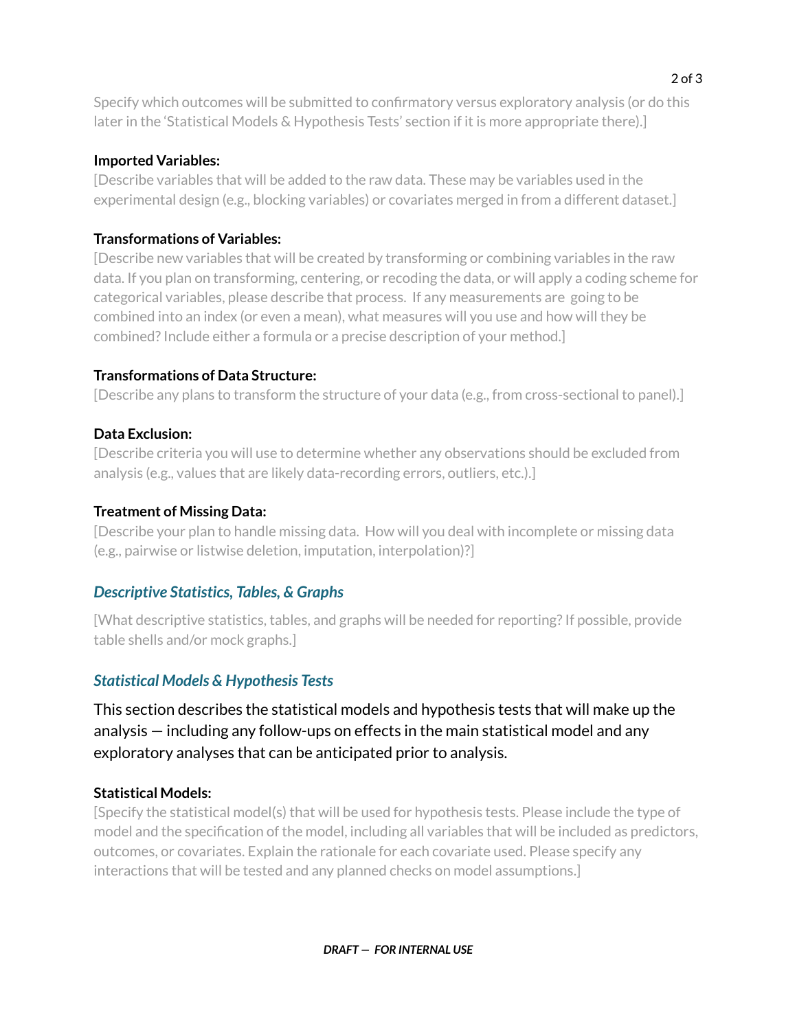Specify which outcomes will be submitted to confirmatory versus exploratory analysis (or do this later in the 'Statistical Models & Hypothesis Tests' section if it is more appropriate there).]

**Imported Variables:**

[Describe variables that will be added to the raw data. These may be variables used in the experimental design (e.g., blocking variables) or covariates merged in from a different dataset.]

**Transformations of Variables:**

[Describe new variables that will be created by transforming or combining variables in the raw data. If you plan on transforming, centering, or recoding the data, or will apply a coding scheme for categorical variables, please describe that process. If any measurements are going to be combined into an index (or even a mean), what measures will you use and how will they be combined? Include either a formula or a precise description of your method.]

**Transformations of Data Structure:**

[Describe any plans to transform the structure of your data (e.g., from cross-sectional to panel).]

**Data Exclusion:**

[Describe criteria you will use to determine whether any observations should be excluded from analysis (e.g., values that are likely data-recording errors, outliers, etc.).]

**Treatment of Missing Data:**

[Describe your plan to handle missing data. How will you deal with incomplete or missing data (e.g., pairwise or listwise deletion, imputation, interpolation)?]

## *Descriptive Statistics, Tables, & Graphs*

[What descriptive statistics, tables, and graphs will be needed for reporting? If possible, provide table shells and/or mock graphs.]

## *Statistical Models & Hypothesis Tests*

This section describes the statistical models and hypothesis tests that will make up the analysis — including any follow-ups on effects in the main statistical model and any exploratory analyses that can be anticipated prior to analysis.

**Statistical Models:**

[Specify the statistical model(s) that will be used for hypothesis tests. Please include the type of model and the specification of the model, including all variables that will be included as predictors, outcomes, or covariates. Explain the rationale for each covariate used. Please specify any interactions that will be tested and any planned checks on model assumptions.]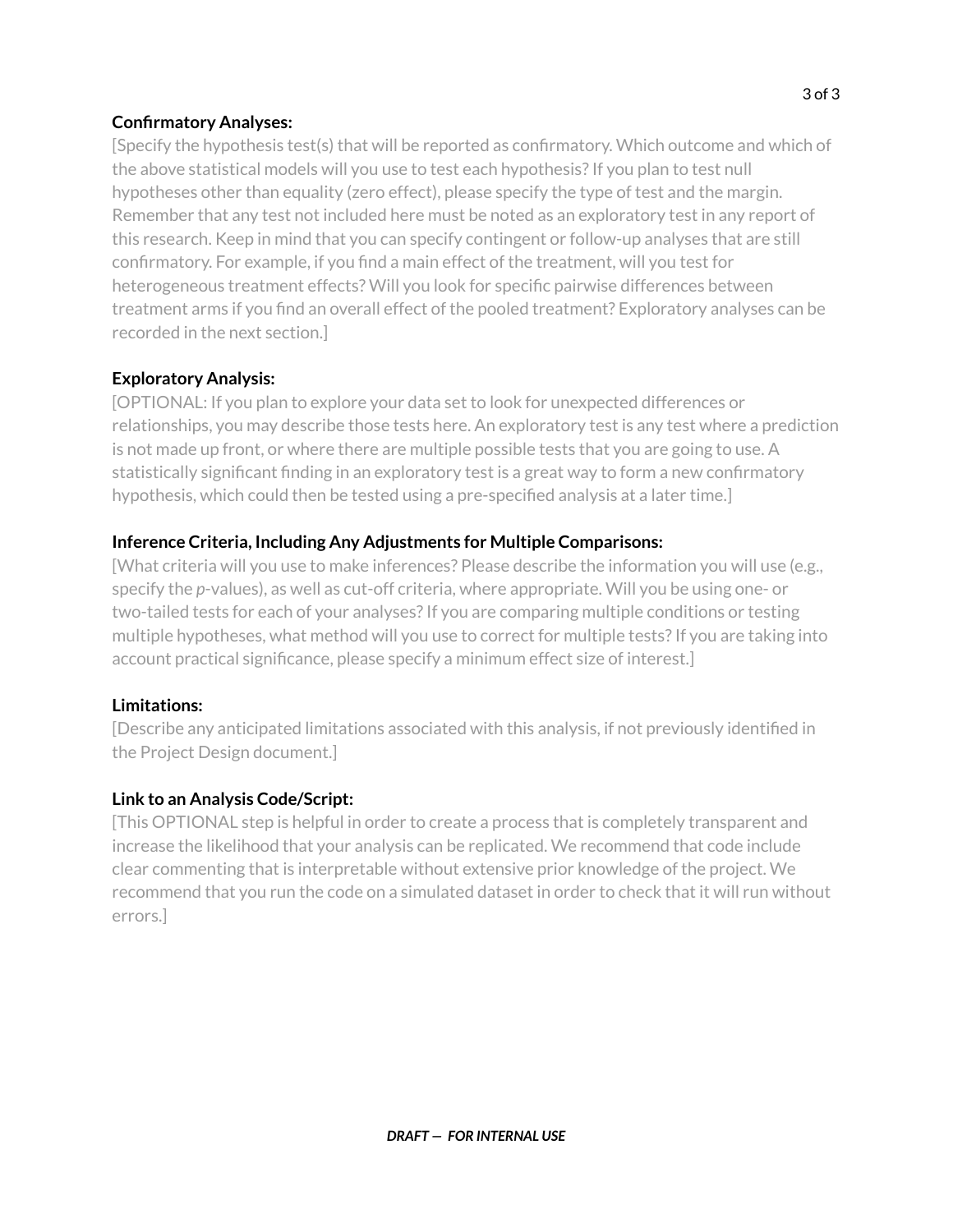**Confirmatory Analyses:**

[Specify the hypothesis test(s) that will be reported as confirmatory. Which outcome and which of the above statistical models will you use to test each hypothesis? If you plan to test null hypotheses other than equality (zero effect), please specify the type of test and the margin. Remember that any test not included here must be noted as an exploratory test in any report of this research. Keep in mind that you can specify contingent or follow-up analyses that are still confirmatory. For example, if you find a main effect of the treatment, will you test for heterogeneous treatment effects? Will you look for specific pairwise differences between treatment arms if you find an overall effect of the pooled treatment? Exploratory analyses can be recorded in the next section.]

**Exploratory Analysis:**

[OPTIONAL: If you plan to explore your data set to look for unexpected differences or relationships, you may describe those tests here. An exploratory test is any test where a prediction is not made up front, or where there are multiple possible tests that you are going to use. A statistically significant finding in an exploratory test is a great way to form a new confirmatory hypothesis, which could then be tested using a pre-specified analysis at a later time.]

**Inference Criteria, Including Any Adjustments for Multiple Comparisons:**

[What criteria will you use to make inferences? Please describe the information you will use (e.g., specify the *p*-values), as well as cut-off criteria, where appropriate. Will you be using one- or two-tailed tests for each of your analyses? If you are comparing multiple conditions or testing multiple hypotheses, what method will you use to correct for multiple tests? If you are taking into account practical significance, please specify a minimum effect size of interest.]

**Limitations:**

[Describe any anticipated limitations associated with this analysis, if not previously identified in the Project Design document.]

**Link to an Analysis Code/Script:**

[This OPTIONAL step is helpful in order to create a process that is completely transparent and increase the likelihood that your analysis can be replicated. We recommend that code include clear commenting that is interpretable without extensive prior knowledge of the project. We recommend that you run the code on a simulated dataset in order to check that it will run without errors.]

***DRAFT — FOR INTERNAL USE***